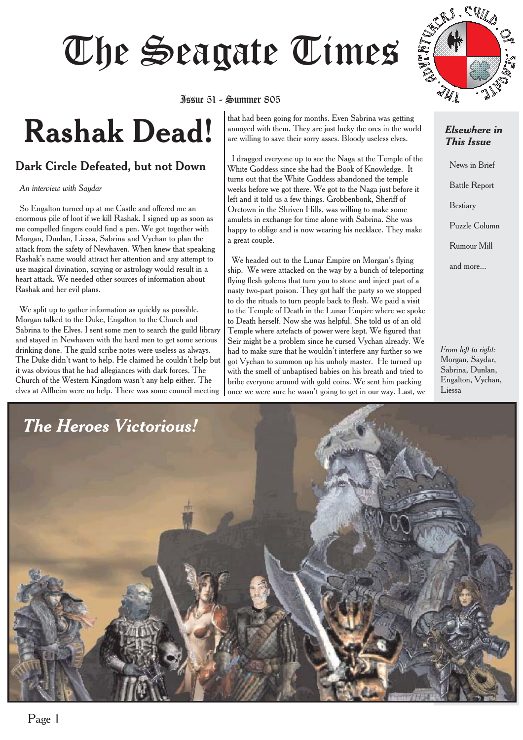# The Seagate Times

Issue 51 - Summer 805

# Rashak Dead!

## Dark Circle Defeated, but not Down

*An interview with Saydar*

So Engalton turned up at me Castle and offered me an enormous pile of loot if we kill Rashak. I signed up as soon as me compelled fingers could find a pen. We got together with Morgan, Dunlan, Liessa, Sabrina and Vychan to plan the attack from the safety of Newhaven. When knew that speaking Rashak's name would attract her attention and any attempt to use magical divination, scrying or astrology would result in a heart attack. We needed other sources of information about Rashak and her evil plans.

We split up to gather information as quickly as possible. Morgan talked to the Duke, Engalton to the Church and Sabrina to the Elves. I sent some men to search the guild library and stayed in Newhaven with the hard men to get some serious drinking done. The guild scribe notes were useless as always. The Duke didn't want to help. He claimed he couldn't help but it was obvious that he had allegiances with dark forces. The Church of the Western Kingdom wasn't any help either. The elves at Alfheim were no help. There was some council meeting that had been going for months. Even Sabrina was getting annoyed with them. They are just lucky the orcs in the world are willing to save their sorry asses. Bloody useless elves.

I dragged everyone up to see the Naga at the Temple of the White Goddess since she had the Book of Knowledge. It turns out that the White Goddess abandoned the temple weeks before we got there. We got to the Naga just before it left and it told us a few things. Grobbenbonk, Sheriff of Orctown in the Shriven Hills, was willing to make some amulets in exchange for time alone with Sabrina. She was happy to oblige and is now wearing his necklace. They make a great couple.

We headed out to the Lunar Empire on Morgan's flying ship. We were attacked on the way by a bunch of teleporting flying flesh golems that turn you to stone and inject part of a nasty two-part poison. They got half the party so we stopped to do the rituals to turn people back to flesh. We paid a visit to the Temple of Death in the Lunar Empire where we spoke to Death herself. Now she was helpful. She told us of an old Temple where artefacts of power were kept. We figured that Seir might be a problem since he cursed Vychan already. We had to make sure that he wouldn't interfere any further so we got Vychan to summon up his unholy master. He turned up with the smell of unbaptised babies on his breath and tried to bribe everyone around with gold coins. We sent him packing once we were sure he wasn't going to get in our way. Last, we

### *Elsewhere in This Issue*

- News in Brief
- Battle Report
- Bestiary
- Puzzle Column
- Rumour Mill
- and more...

*From left to right:* Morgan, Saydar, Sabrina, Dunlan, Engalton, Vychan, Liessa

## *The Heroes Victorious!*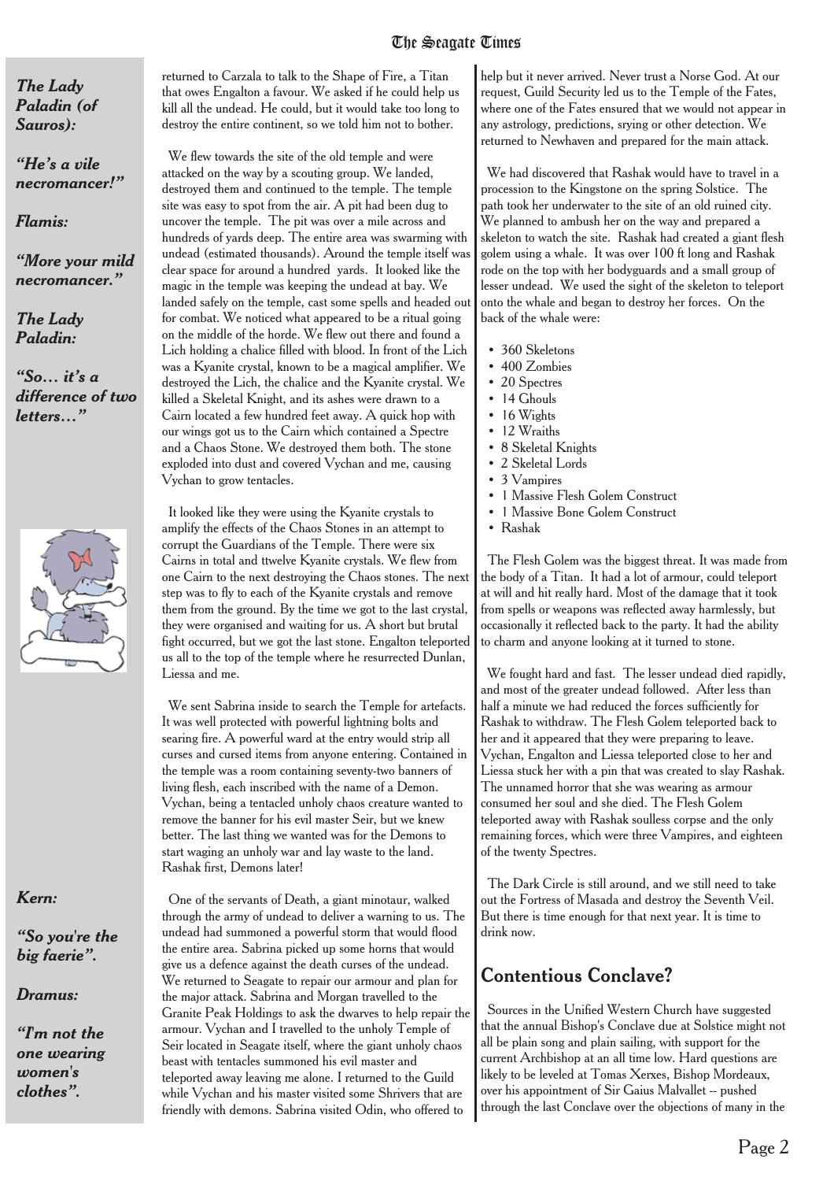*The Lady Paladin (of Sauros):*

*"He's a vile necromancer!"*

*Flamis:*

*"More your mild necromancer."*

*The Lady Paladin:*

*"So… it's a difference of two letters…"*

*Kern:*

*"So you're the big faerie".*

*Dramus:*

*"I'm not the one wearing women's clothes".*

returned to Carzala to talk to the Shape of Fire, a Titan that owes Engalton a favour. We asked if he could help us kill all the undead. He could, but it would take too long to destroy the entire continent, so we told him not to bother.

We flew towards the site of the old temple and were attacked on the way by a scouting group. We landed, destroyed them and continued to the temple. The temple site was easy to spot from the air. A pit had been dug to uncover the temple. The pit was over a mile across and hundreds of yards deep. The entire area was swarming with undead (estimated thousands). Around the temple itself was clear space for around a hundred yards. It looked like the magic in the temple was keeping the undead at bay. We landed safely on the temple, cast some spells and headed out for combat. We noticed what appeared to be a ritual going on the middle of the horde. We flew out there and found a Lich holding a chalice filled with blood. In front of the Lich was a Kyanite crystal, known to be a magical amplifier. We destroyed the Lich, the chalice and the Kyanite crystal. We killed a Skeletal Knight, and its ashes were drawn to a Cairn located a few hundred feet away. A quick hop with our wings got us to the Cairn which contained a Spectre and a Chaos Stone. We destroyed them both. The stone exploded into dust and covered Vychan and me, causing Vychan to grow tentacles.

It looked like they were using the Kyanite crystals to amplify the effects of the Chaos Stones in an attempt to corrupt the Guardians of the Temple. There were six Cairns in total and ttwelve Kyanite crystals. We flew from one Cairn to the next destroying the Chaos stones. The next step was to fly to each of the Kyanite crystals and remove them from the ground. By the time we got to the last crystal, they were organised and waiting for us. A short but brutal fight occurred, but we got the last stone. Engalton teleported us all to the top of the temple where he resurrected Dunlan, Liessa and me.

We sent Sabrina inside to search the Temple for artefacts. It was well protected with powerful lightning bolts and searing fire. A powerful ward at the entry would strip all curses and cursed items from anyone entering. Contained in the temple was a room containing seventy-two banners of living flesh, each inscribed with the name of a Demon. Vychan, being a tentacled unholy chaos creature wanted to remove the banner for his evil master Seir, but we knew better. The last thing we wanted was for the Demons to start waging an unholy war and lay waste to the land. Rashak first, Demons later!

One of the servants of Death, a giant minotaur, walked through the army of undead to deliver a warning to us. The undead had summoned a powerful storm that would flood the entire area. Sabrina picked up some horns that would give us a defence against the death curses of the undead. We returned to Seagate to repair our armour and plan for the major attack. Sabrina and Morgan travelled to the Granite Peak Holdings to ask the dwarves to help repair the armour. Vychan and I travelled to the unholy Temple of Seir located in Seagate itself, where the giant unholy chaos beast with tentacles summoned his evil master and teleported away leaving me alone. I returned to the Guild while Vychan and his master visited some Shrivers that are friendly with demons. Sabrina visited Odin, who offered to help but it never arrived. Never trust a Norse God. At our request, Guild Security led us to the Temple of the Fates, where one of the Fates ensured that we would not appear in any astrology, predictions, srying or other detection. We returned to Newhaven and prepared for the main attack.

We had discovered that Rashak would have to travel in a procession to the Kingstone on the spring Solstice. The path took her underwater to the site of an old ruined city. We planned to ambush her on the way and prepared a skeleton to watch the site. Rashak had created a giant flesh golem using a whale. It was over 100 ft long and Rashak rode on the top with her bodyguards and a small group of lesser undead. We used the sight of the skeleton to teleport onto the whale and began to destroy her forces. On the back of the whale were:

- 360 Skeletons
- 400 Zombies
- 20 Spectres
- 14 Ghouls
- 16 Wights
- 12 Wraiths
- 8 Skeletal Knights
- 2 Skeletal Lords
- 3 Vampires
- 1 Massive Flesh Golem Construct
- 1 Massive Bone Golem Construct
- Rashak

The Flesh Golem was the biggest threat. It was made from the body of a Titan. It had a lot of armour, could teleport at will and hit really hard. Most of the damage that it took from spells or weapons was reflected away harmlessly, but occasionally it reflected back to the party. It had the ability to charm and anyone looking at it turned to stone.

We fought hard and fast. The lesser undead died rapidly, and most of the greater undead followed. After less than half a minute we had reduced the forces sufficiently for Rashak to withdraw. The Flesh Golem teleported back to her and it appeared that they were preparing to leave. Vychan, Engalton and Liessa teleported close to her and Liessa stuck her with a pin that was created to slay Rashak. The unnamed horror that she was wearing as armour consumed her soul and she died. The Flesh Golem teleported away with Rashak soulless corpse and the only remaining forces, which were three Vampires, and eighteen of the twenty Spectres.

The Dark Circle is still around, and we still need to take out the Fortress of Masada and destroy the Seventh Veil. But there is time enough for that next year. It is time to drink now.

## Contentious Conclave?

Sources in the Unified Western Church have suggested that the annual Bishop's Conclave due at Solstice might not all be plain song and plain sailing, with support for the current Archbishop at an all time low. Hard questions are likely to be leveled at Tomas Xerxes, Bishop Mordeaux, over his appointment of Sir Gaius Malvallet -- pushed through the last Conclave over the objections of many in the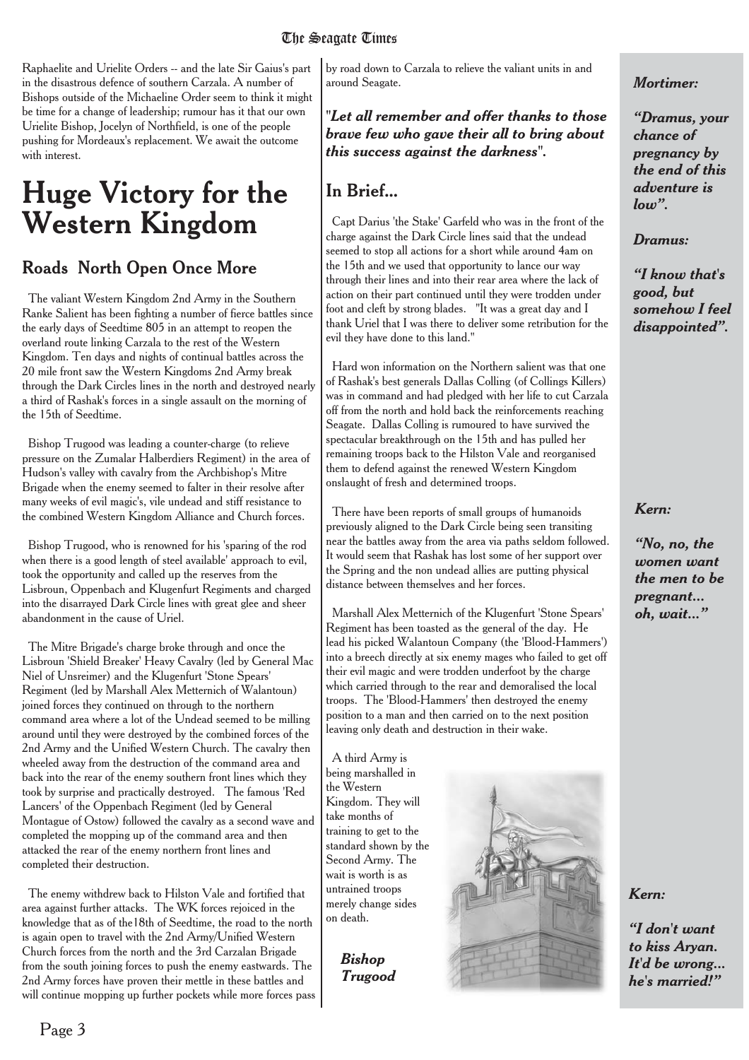Raphaelite and Urielite Orders -- and the late Sir Gaius's part in the disastrous defence of southern Carzala. A number of Bishops outside of the Michaeline Order seem to think it might be time for a change of leadership; rumour has it that our own Urielite Bishop, Jocelyn of Northfield, is one of the people pushing for Mordeaux's replacement. We await the outcome with interest.

# Huge Victory for the Western Kingdom

## Roads North Open Once More

The valiant Western Kingdom 2nd Army in the Southern Ranke Salient has been fighting a number of fierce battles since the early days of Seedtime 805 in an attempt to reopen the overland route linking Carzala to the rest of the Western Kingdom. Ten days and nights of continual battles across the 20 mile front saw the Western Kingdoms 2nd Army break through the Dark Circles lines in the north and destroyed nearly a third of Rashak's forces in a single assault on the morning of the 15th of Seedtime.

Bishop Trugood was leading a counter-charge (to relieve pressure on the Zumalar Halberdiers Regiment) in the area of Hudson's valley with cavalry from the Archbishop's Mitre Brigade when the enemy seemed to falter in their resolve after many weeks of evil magic's, vile undead and stiff resistance to the combined Western Kingdom Alliance and Church forces.

Bishop Trugood, who is renowned for his 'sparing of the rod when there is a good length of steel available' approach to evil, took the opportunity and called up the reserves from the Lisbroun, Oppenbach and Klugenfurt Regiments and charged into the disarrayed Dark Circle lines with great glee and sheer abandonment in the cause of Uriel.

The Mitre Brigade's charge broke through and once the Lisbroun 'Shield Breaker' Heavy Cavalry (led by General Mac Niel of Unsreimer) and the Klugenfurt 'Stone Spears' Regiment (led by Marshall Alex Metternich of Walantoun) joined forces they continued on through to the northern command area where a lot of the Undead seemed to be milling around until they were destroyed by the combined forces of the 2nd Army and the Unified Western Church. The cavalry then wheeled away from the destruction of the command area and back into the rear of the enemy southern front lines which they took by surprise and practically destroyed. The famous 'Red Lancers' of the Oppenbach Regiment (led by General Montague of Ostow) followed the cavalry as a second wave and completed the mopping up of the command area and then attacked the rear of the enemy northern front lines and completed their destruction.

The enemy withdrew back to Hilston Vale and fortified that area against further attacks. The WK forces rejoiced in the knowledge that as of the18th of Seedtime, the road to the north is again open to travel with the 2nd Army/Unified Western Church forces from the north and the 3rd Carzalan Brigade from the south joining forces to push the enemy eastwards. The 2nd Army forces have proven their mettle in these battles and will continue mopping up further pockets while more forces pass by road down to Carzala to relieve the valiant units in and around Seagate.

"***Let all remember and offer thanks to those brave few who gave their all to bring about this success against the darkness***".

## In Brief...

Capt Darius 'the Stake' Garfeld who was in the front of the charge against the Dark Circle lines said that the undead seemed to stop all actions for a short while around 4am on the 15th and we used that opportunity to lance our way through their lines and into their rear area where the lack of action on their part continued until they were trodden under foot and cleft by strong blades. "It was a great day and I thank Uriel that I was there to deliver some retribution for the evil they have done to this land."

Hard won information on the Northern salient was that one of Rashak's best generals Dallas Colling (of Collings Killers) was in command and had pledged with her life to cut Carzala off from the north and hold back the reinforcements reaching Seagate. Dallas Colling is rumoured to have survived the spectacular breakthrough on the 15th and has pulled her remaining troops back to the Hilston Vale and reorganised them to defend against the renewed Western Kingdom onslaught of fresh and determined troops.

There have been reports of small groups of humanoids previously aligned to the Dark Circle being seen transiting near the battles away from the area via paths seldom followed. It would seem that Rashak has lost some of her support over the Spring and the non undead allies are putting physical distance between themselves and her forces.

Marshall Alex Metternich of the Klugenfurt 'Stone Spears' Regiment has been toasted as the general of the day. He lead his picked Walantoun Company (the 'Blood-Hammers') into a breech directly at six enemy mages who failed to get off their evil magic and were trodden underfoot by the charge which carried through to the rear and demoralised the local troops. The 'Blood-Hammers' then destroyed the enemy position to a man and then carried on to the next position leaving only death and destruction in their wake.

A third Army is being marshalled in the Western Kingdom. They will take months of training to get to the standard shown by the Second Army. The wait is worth is as untrained troops merely change sides on death.

***Bishop Trugood***

***Mortimer:***

***"Dramus, your chance of pregnancy by the end of this adventure is low".***

***Dramus:***

***"I know that's good, but somehow I feel disappointed".***

***Kern:***

***"No, no, the women want the men to be pregnant... oh, wait..."***

***Kern:***

***"I don't want to kiss Aryan. It'd be wrong... he's married!"***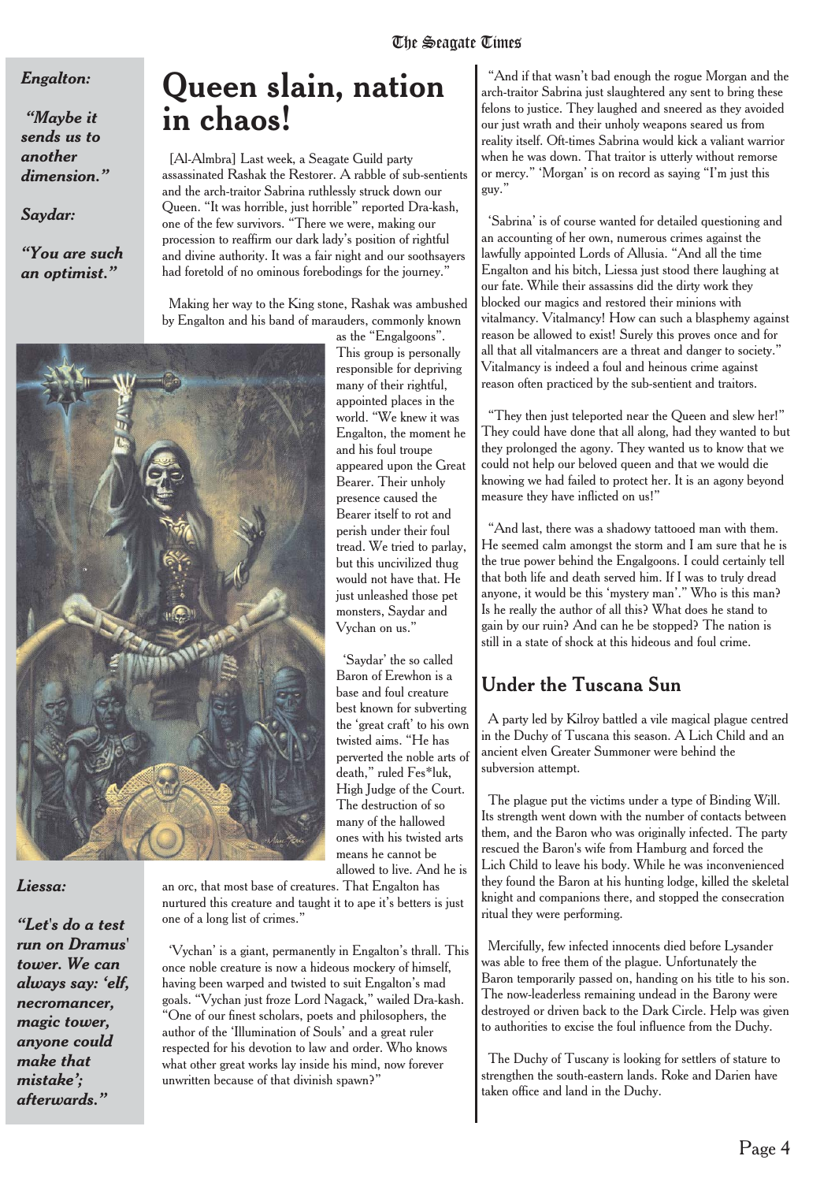*Engalton:*

*"Maybe it sends us to another dimension."*

*Saydar:*

*"You are such an optimist."*

# Queen slain, nation in chaos!

[Al-Almbra] Last week, a Seagate Guild party assassinated Rashak the Restorer. A rabble of sub-sentients and the arch-traitor Sabrina ruthlessly struck down our Queen. "It was horrible, just horrible" reported Dra-kash, one of the few survivors. "There we were, making our procession to reaffirm our dark lady's position of rightful and divine authority. It was a fair night and our soothsayers had foretold of no ominous forebodings for the journey."

Making her way to the King stone, Rashak was ambushed by Engalton and his band of marauders, commonly known as the "Engalgoons". This group is personally responsible for depriving many of their rightful, appointed places in the world. "We knew it was Engalton, the moment he and his foul troupe appeared upon the Great Bearer. Their unholy presence caused the Bearer itself to rot and perish under their foul tread. We tried to parlay, but this uncivilized thug would not have that. He just unleashed those pet monsters, Saydar and Vychan on us."

'Saydar' the so called Baron of Erewhon is a base and foul creature best known for subverting the 'great craft' to his own twisted aims. "He has perverted the noble arts of death," ruled Fes*luk, High Judge of the Court. The destruction of so many of the hallowed ones with his twisted arts means he cannot be allowed to live. And he is an orc, that most base of creatures. That Engalton has nurtured this creature and taught it to ape it's betters is just one of a long list of crimes."

'Vychan' is a giant, permanently in Engalton's thrall. This once noble creature is now a hideous mockery of himself, having been warped and twisted to suit Engalton's mad goals. "Vychan just froze Lord Nagack," wailed Dra-kash. "One of our finest scholars, poets and philosophers, the author of the 'Illumination of Souls' and a great ruler respected for his devotion to law and order. Who knows what other great works lay inside his mind, now forever unwritten because of that divinish spawn?"

"And if that wasn't bad enough the rogue Morgan and the arch-traitor Sabrina just slaughtered any sent to bring these felons to justice. They laughed and sneered as they avoided our just wrath and their unholy weapons seared us from reality itself. Oft-times Sabrina would kick a valiant warrior when he was down. That traitor is utterly without remorse or mercy." 'Morgan' is on record as saying "I'm just this guy."

'Sabrina' is of course wanted for detailed questioning and an accounting of her own, numerous crimes against the lawfully appointed Lords of Allusia. "And all the time Engalton and his bitch, Liessa just stood there laughing at our fate. While their assassins did the dirty work they blocked our magics and restored their minions with vitalmancy. Vitalmancy! How can such a blasphemy against reason be allowed to exist! Surely this proves once and for all that all vitalmancers are a threat and danger to society." Vitalmancy is indeed a foul and heinous crime against reason often practiced by the sub-sentient and traitors.

"They then just teleported near the Queen and slew her!" They could have done that all along, had they wanted to but they prolonged the agony. They wanted us to know that we could not help our beloved queen and that we would die knowing we had failed to protect her. It is an agony beyond measure they have inflicted on us!"

"And last, there was a shadowy tattooed man with them. He seemed calm amongst the storm and I am sure that he is the true power behind the Engalgoons. I could certainly tell that both life and death served him. If I was to truly dread anyone, it would be this 'mystery man'." Who is this man? Is he really the author of all this? What does he stand to gain by our ruin? And can he be stopped? The nation is still in a state of shock at this hideous and foul crime.

*Liessa:*

*"Let's do a test run on Dramus' tower. We can always say: 'elf, necromancer, magic tower, anyone could make that mistake'; afterwards."*

## Under the Tuscana Sun

A party led by Kilroy battled a vile magical plague centred in the Duchy of Tuscana this season. A Lich Child and an ancient elven Greater Summoner were behind the subversion attempt.

The plague put the victims under a type of Binding Will. Its strength went down with the number of contacts between them, and the Baron who was originally infected. The party rescued the Baron's wife from Hamburg and forced the Lich Child to leave his body. While he was inconvenienced they found the Baron at his hunting lodge, killed the skeletal knight and companions there, and stopped the consecration ritual they were performing.

Mercifully, few infected innocents died before Lysander was able to free them of the plague. Unfortunately the Baron temporarily passed on, handing on his title to his son. The now-leaderless remaining undead in the Barony were destroyed or driven back to the Dark Circle. Help was given to authorities to excise the foul influence from the Duchy.

The Duchy of Tuscany is looking for settlers of stature to strengthen the south-eastern lands. Roke and Darien have taken office and land in the Duchy.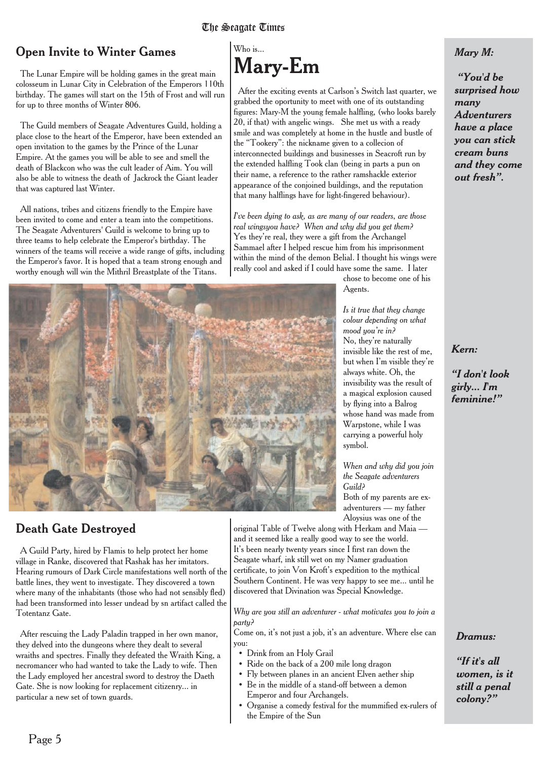## Open Invite to Winter Games

The Lunar Empire will be holding games in the great main colosseum in Lunar City in Celebration of the Emperors 110th birthday. The games will start on the 15th of Frost and will run for up to three months of Winter 806.

The Guild members of Seagate Adventures Guild, holding a place close to the heart of the Emperor, have been extended an open invitation to the games by the Prince of the Lunar Empire. At the games you will be able to see and smell the death of Blackcon who was the cult leader of Aim. You will also be able to witness the death of Jackrock the Giant leader that was captured last Winter.

All nations, tribes and citizens friendly to the Empire have been invited to come and enter a team into the competitions. The Seagate Adventurers' Guild is welcome to bring up to three teams to help celebrate the Emperor's birthday. The winners of the teams will receive a wide range of gifts, including the Emperor's favor. It is hoped that a team strong enough and worthy enough will win the Mithril Breastplate of the Titans.

## Death Gate Destroyed

A Guild Party, hired by Flamis to help protect her home village in Ranke, discovered that Rashak has her imitators. Hearing rumours of Dark Circle manifestations well north of the battle lines, they went to investigate. They discovered a town where many of the inhabitants (those who had not sensibly fled) had been transformed into lesser undead by sn artifact called the Totentanz Gate.

After rescuing the Lady Paladin trapped in her own manor, they delved into the dungeons where they dealt to several wraiths and spectres. Finally they defeated the Wraith King, a necromancer who had wanted to take the Lady to wife. Then the Lady employed her ancestral sword to destroy the Daeth Gate. She is now looking for replacement citizenry... in particular a new set of town guards.

Who is...

# Mary-Em

After the exciting events at Carlson's Switch last quarter, we grabbed the oportunity to meet with one of its outstanding figures: Mary-M the young female halfling, (who looks barely 20, if that) with angelic wings. She met us with a ready smile and was completely at home in the hustle and bustle of the "Tookery": the nickname given to a collecion of interconnected buildings and businesses in Seacroft run by the extended halfling Took clan (being in parts a pun on their name, a reference to the rather ramshackle exterior appearance of the conjoined buildings, and the reputation that many halflings have for light-fingered behaviour).

*I've been dying to ask, as are many of our readers, are those real wingsyou have? When and why did you get them?*
Yes they're real, they were a gift from the Archangel Sammael after I helped rescue him from his imprisonment within the mind of the demon Belial. I thought his wings were really cool and asked if I could have some the same. I later chose to become one of his Agents.

*Is it true that they change colour depending on what mood you're in?*
No, they're naturally invisible like the rest of me, but when I'm visible they're always white. Oh, the invisibility was the result of a magical explosion caused by flying into a Balrog whose hand was made from Warpstone, while I was carrying a powerful holy symbol.

*When and why did you join the Seagate adventurers Guild?*
Both of my parents are ex-adventurers — my father Aloysius was one of the original Table of Twelve along with Herkam and Maia — and it seemed like a really good way to see the world. It's been nearly twenty years since I first ran down the Seagate wharf, ink still wet on my Namer graduation certificate, to join Von Kroft's expedition to the mythical Southern Continent. He was very happy to see me... until he discovered that Divination was Special Knowledge.

*Why are you still an adventurer - what motivates you to join a party?*
Come on, it's not just a job, it's an adventure. Where else can you:

- Drink from an Holy Grail
- Ride on the back of a 200 mile long dragon
- Fly between planes in an ancient Elven aether ship
- Be in the middle of a stand-off between a demon Emperor and four Archangels.
- Organise a comedy festival for the mummified ex-rulers of the Empire of the Sun

***Mary M:***

***"You'd be surprised how many Adventurers have a place you can stick cream buns and they come out fresh".***

***Kern:***

***"I don't look girly... I'm feminine!"***

***Dramus:***

***"If it's all women, is it still a penal colony?"***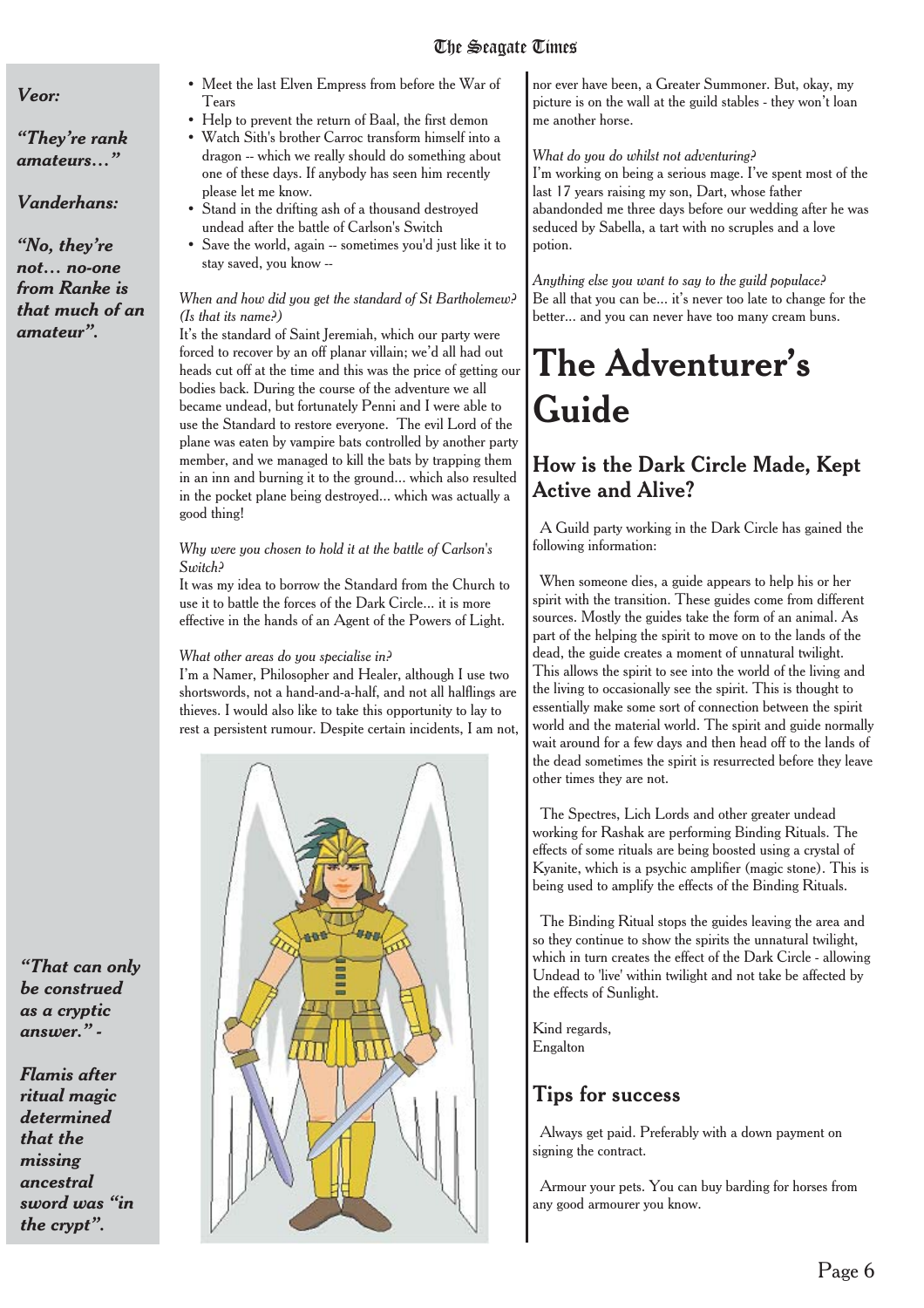*Veor:*

***"They're rank amateurs…"***

*Vanderhans:*

***"No, they're not… no-one from Ranke is that much of an amateur".***

- Meet the last Elven Empress from before the War of Tears
- Help to prevent the return of Baal, the first demon
- Watch Sith's brother Carroc transform himself into a dragon -- which we really should do something about one of these days. If anybody has seen him recently please let me know.
- Stand in the drifting ash of a thousand destroyed undead after the battle of Carlson's Switch
- Save the world, again -- sometimes you'd just like it to stay saved, you know --

*When and how did you get the standard of St Bartholemew? (Is that its name?)*

It's the standard of Saint Jeremiah, which our party were forced to recover by an off planar villain; we'd all had out heads cut off at the time and this was the price of getting our bodies back. During the course of the adventure we all became undead, but fortunately Penni and I were able to use the Standard to restore everyone. The evil Lord of the plane was eaten by vampire bats controlled by another party member, and we managed to kill the bats by trapping them in an inn and burning it to the ground... which also resulted in the pocket plane being destroyed... which was actually a good thing!

*Why were you chosen to hold it at the battle of Carlson's Switch?*

It was my idea to borrow the Standard from the Church to use it to battle the forces of the Dark Circle... it is more effective in the hands of an Agent of the Powers of Light.

*What other areas do you specialise in?*

I'm a Namer, Philosopher and Healer, although I use two shortswords, not a hand-and-a-half, and not all halflings are thieves. I would also like to take this opportunity to lay to rest a persistent rumour. Despite certain incidents, I am not, nor ever have been, a Greater Summoner. But, okay, my picture is on the wall at the guild stables - they won't loan me another horse.

*What do you do whilst not adventuring?*

I'm working on being a serious mage. I've spent most of the last 17 years raising my son, Dart, whose father abandonded me three days before our wedding after he was seduced by Sabella, a tart with no scruples and a love potion.

*Anything else you want to say to the guild populace?*

Be all that you can be... it's never too late to change for the better... and you can never have too many cream buns.

***"That can only be construed as a cryptic answer." -***

***Flamis after ritual magic determined that the missing ancestral sword was "in the crypt".***

# The Adventurer's Guide

## How is the Dark Circle Made, Kept Active and Alive?

A Guild party working in the Dark Circle has gained the following information:

When someone dies, a guide appears to help his or her spirit with the transition. These guides come from different sources. Mostly the guides take the form of an animal. As part of the helping the spirit to move on to the lands of the dead, the guide creates a moment of unnatural twilight. This allows the spirit to see into the world of the living and the living to occasionally see the spirit. This is thought to essentially make some sort of connection between the spirit world and the material world. The spirit and guide normally wait around for a few days and then head off to the lands of the dead sometimes the spirit is resurrected before they leave other times they are not.

The Spectres, Lich Lords and other greater undead working for Rashak are performing Binding Rituals. The effects of some rituals are being boosted using a crystal of Kyanite, which is a psychic amplifier (magic stone). This is being used to amplify the effects of the Binding Rituals.

The Binding Ritual stops the guides leaving the area and so they continue to show the spirits the unnatural twilight, which in turn creates the effect of the Dark Circle - allowing Undead to 'live' within twilight and not take be affected by the effects of Sunlight.

Kind regards,
Engalton

## Tips for success

Always get paid. Preferably with a down payment on signing the contract.

Armour your pets. You can buy barding for horses from any good armourer you know.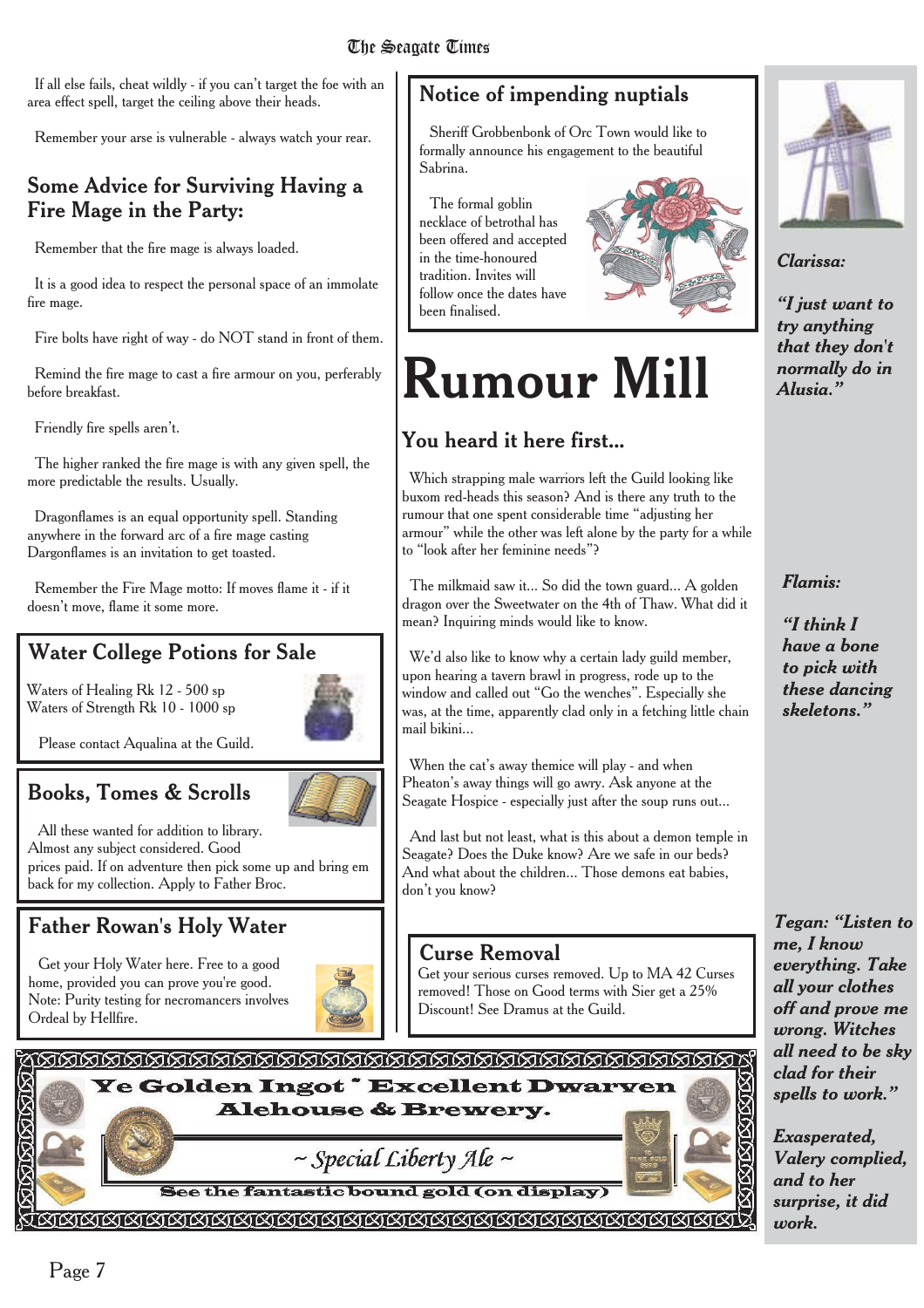If all else fails, cheat wildly - if you can't target the foe with an area effect spell, target the ceiling above their heads.

Remember your arse is vulnerable - always watch your rear.

## Some Advice for Surviving Having a Fire Mage in the Party:

Remember that the fire mage is always loaded.

It is a good idea to respect the personal space of an immolate fire mage.

Fire bolts have right of way - do NOT stand in front of them.

Remind the fire mage to cast a fire armour on you, perferably before breakfast.

Friendly fire spells aren't.

The higher ranked the fire mage is with any given spell, the more predictable the results. Usually.

Dragonflames is an equal opportunity spell. Standing anywhere in the forward arc of a fire mage casting Dargonflames is an invitation to get toasted.

Remember the Fire Mage motto: If moves flame it - if it doesn't move, flame it some more.

## Water College Potions for Sale

Waters of Healing Rk 12 - 500 sp
Waters of Strength Rk 10 - 1000 sp

Please contact Aqualina at the Guild.

## Books, Tomes & Scrolls

All these wanted for addition to library. Almost any subject considered. Good prices paid. If on adventure then pick some up and bring em back for my collection. Apply to Father Broc.

## Father Rowan's Holy Water

Get your Holy Water here. Free to a good home, provided you can prove you're good. Note: Purity testing for necromancers involves Ordeal by Hellfire.

## Notice of impending nuptials

Sheriff Grobbenbonk of Orc Town would like to formally announce his engagement to the beautiful Sabrina.

The formal goblin necklace of betrothal has been offered and accepted in the time-honoured tradition. Invites will follow once the dates have been finalised.

# Rumour Mill

## You heard it here first...

Which strapping male warriors left the Guild looking like buxom red-heads this season? And is there any truth to the rumour that one spent considerable time "adjusting her armour" while the other was left alone by the party for a while to "look after her feminine needs"?

The milkmaid saw it... So did the town guard... A golden dragon over the Sweetwater on the 4th of Thaw. What did it mean? Inquiring minds would like to know.

We'd also like to know why a certain lady guild member, upon hearing a tavern brawl in progress, rode up to the window and called out "Go the wenches". Especially she was, at the time, apparently clad only in a fetching little chain mail bikini...

When the cat's away themice will play - and when Pheaton's away things will go awry. Ask anyone at the Seagate Hospice - especially just after the soup runs out...

And last but not least, what is this about a demon temple in Seagate? Does the Duke know? Are we safe in our beds? And what about the children... Those demons eat babies, don't you know?

## Curse Removal

Get your serious curses removed. Up to MA 42 Curses removed! Those on Good terms with Sier get a 25% Discount! See Dramus at the Guild.

**Ye Golden Ingot ~ Excellent Dwarven Alehouse & Brewery.**

*~ Special Liberty Ale ~*

**See the fantastic bound gold (on display)**

***Clarissa:***

***"I just want to try anything that they don't normally do in Alusia."***

***Flamis:***

***"I think I have a bone to pick with these dancing skeletons."***

***Tegan: "Listen to me, I know everything. Take all your clothes off and prove me wrong. Witches all need to be sky clad for their spells to work."***

***Exasperated, Valery complied, and to her surprise, it did work.***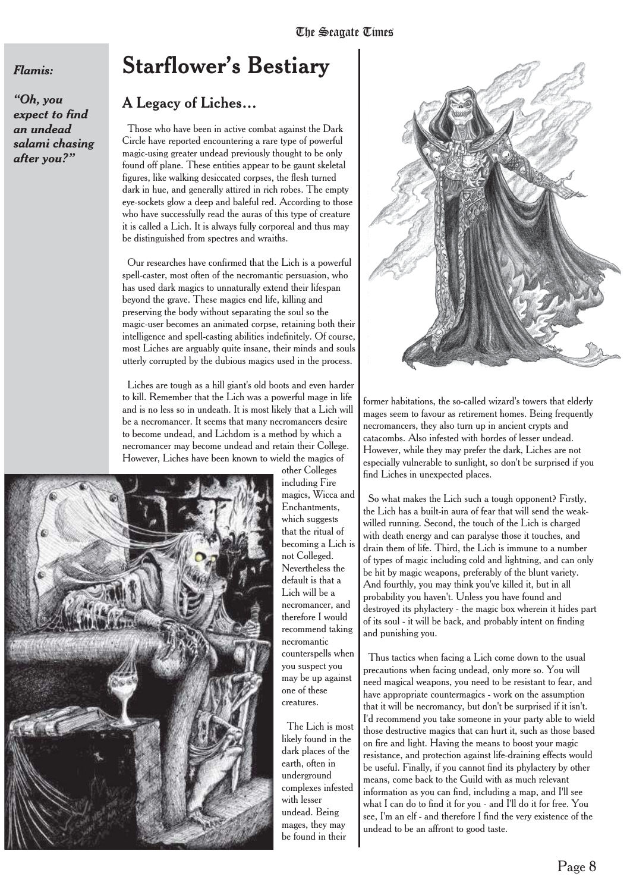*Flamis:*

***"Oh, you expect to find an undead salami chasing after you?"***

# Starflower's Bestiary

## A Legacy of Liches…

Those who have been in active combat against the Dark Circle have reported encountering a rare type of powerful magic-using greater undead previously thought to be only found off plane. These entities appear to be gaunt skeletal figures, like walking desiccated corpses, the flesh turned dark in hue, and generally attired in rich robes. The empty eye-sockets glow a deep and baleful red. According to those who have successfully read the auras of this type of creature it is called a Lich. It is always fully corporeal and thus may be distinguished from spectres and wraiths.

Our researches have confirmed that the Lich is a powerful spell-caster, most often of the necromantic persuasion, who has used dark magics to unnaturally extend their lifespan beyond the grave. These magics end life, killing and preserving the body without separating the soul so the magic-user becomes an animated corpse, retaining both their intelligence and spell-casting abilities indefinitely. Of course, most Liches are arguably quite insane, their minds and souls utterly corrupted by the dubious magics used in the process.

Liches are tough as a hill giant's old boots and even harder to kill. Remember that the Lich was a powerful mage in life and is no less so in undeath. It is most likely that a Lich will be a necromancer. It seems that many necromancers desire to become undead, and Lichdom is a method by which a necromancer may become undead and retain their College. However, Liches have been known to wield the magics of other Colleges including Fire magics, Wicca and Enchantments, which suggests that the ritual of becoming a Lich is not Colleged. Nevertheless the default is that a Lich will be a necromancer, and therefore I would recommend taking necromantic counterspells when you suspect you may be up against one of these creatures.

The Lich is most likely found in the dark places of the earth, often in underground complexes infested with lesser undead. Being mages, they may be found in their former habitations, the so-called wizard's towers that elderly mages seem to favour as retirement homes. Being frequently necromancers, they also turn up in ancient crypts and catacombs. Also infested with hordes of lesser undead. However, while they may prefer the dark, Liches are not especially vulnerable to sunlight, so don't be surprised if you find Liches in unexpected places.

So what makes the Lich such a tough opponent? Firstly, the Lich has a built-in aura of fear that will send the weak-willed running. Second, the touch of the Lich is charged with death energy and can paralyse those it touches, and drain them of life. Third, the Lich is immune to a number of types of magic including cold and lightning, and can only be hit by magic weapons, preferably of the blunt variety. And fourthly, you may think you've killed it, but in all probability you haven't. Unless you have found and destroyed its phylactery - the magic box wherein it hides part of its soul - it will be back, and probably intent on finding and punishing you.

Thus tactics when facing a Lich come down to the usual precautions when facing undead, only more so. You will need magical weapons, you need to be resistant to fear, and have appropriate countermagics - work on the assumption that it will be necromancy, but don't be surprised if it isn't. I'd recommend you take someone in your party able to wield those destructive magics that can hurt it, such as those based on fire and light. Having the means to boost your magic resistance, and protection against life-draining effects would be useful. Finally, if you cannot find its phylactery by other means, come back to the Guild with as much relevant information as you can find, including a map, and I'll see what I can do to find it for you - and I'll do it for free. You see, I'm an elf - and therefore I find the very existence of the undead to be an affront to good taste.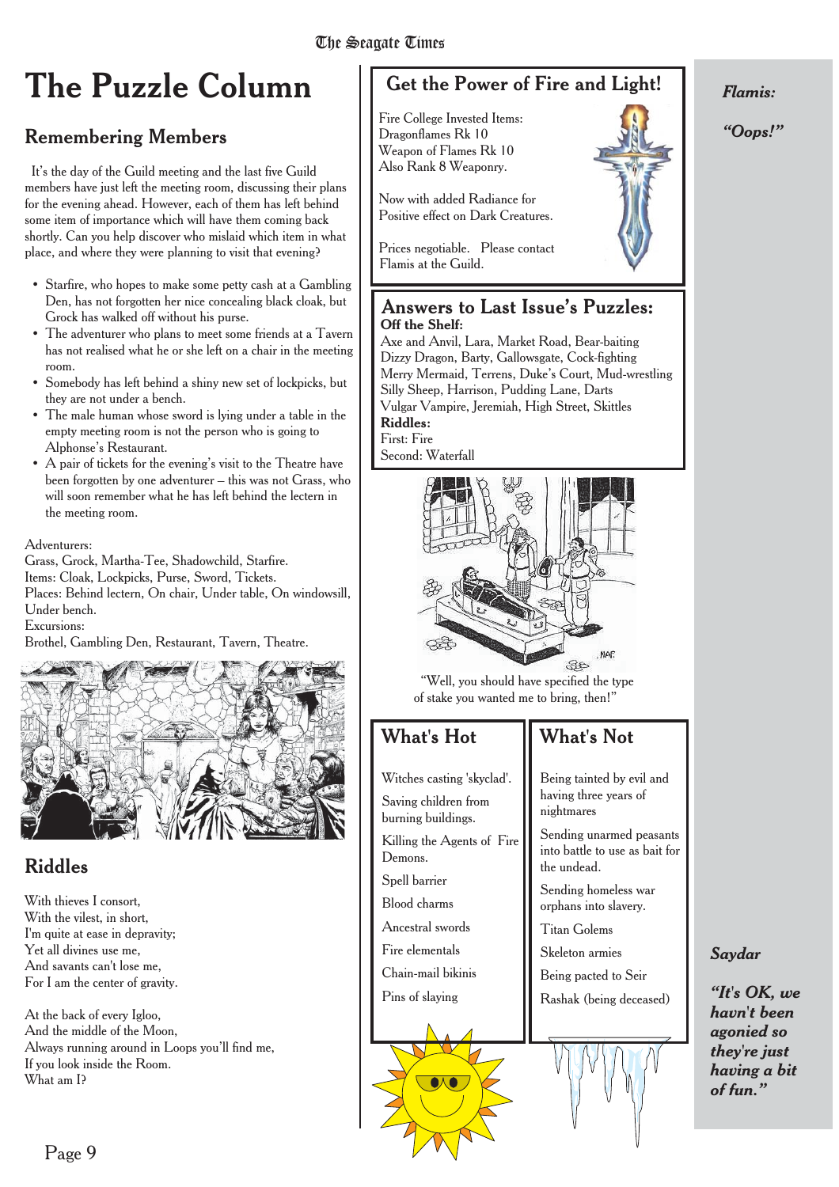# The Puzzle Column

## Remembering Members

It's the day of the Guild meeting and the last five Guild members have just left the meeting room, discussing their plans for the evening ahead. However, each of them has left behind some item of importance which will have them coming back shortly. Can you help discover who mislaid which item in what place, and where they were planning to visit that evening?

- Starfire, who hopes to make some petty cash at a Gambling Den, has not forgotten her nice concealing black cloak, but Grock has walked off without his purse.
- The adventurer who plans to meet some friends at a Tavern has not realised what he or she left on a chair in the meeting room.
- Somebody has left behind a shiny new set of lockpicks, but they are not under a bench.
- The male human whose sword is lying under a table in the empty meeting room is not the person who is going to Alphonse's Restaurant.
- A pair of tickets for the evening's visit to the Theatre have been forgotten by one adventurer – this was not Grass, who will soon remember what he has left behind the lectern in the meeting room.

Adventurers:
Grass, Grock, Martha-Tee, Shadowchild, Starfire.
Items: Cloak, Lockpicks, Purse, Sword, Tickets.
Places: Behind lectern, On chair, Under table, On windowsill, Under bench.
Excursions:
Brothel, Gambling Den, Restaurant, Tavern, Theatre.

## Riddles

With thieves I consort,
With the vilest, in short,
I'm quite at ease in depravity;
Yet all divines use me,
And savants can't lose me,
For I am the center of gravity.

At the back of every Igloo,
And the middle of the Moon,
Always running around in Loops you'll find me,
If you look inside the Room.
What am I?

## Get the Power of Fire and Light!

Fire College Invested Items:
Dragonflames Rk 10
Weapon of Flames Rk 10
Also Rank 8 Weaponry.

Now with added Radiance for
Positive effect on Dark Creatures.

Prices negotiable. Please contact
Flamis at the Guild.

## Answers to Last Issue's Puzzles:

**Off the Shelf:**
Axe and Anvil, Lara, Market Road, Bear-baiting
Dizzy Dragon, Barty, Gallowsgate, Cock-fighting
Merry Mermaid, Terrens, Duke's Court, Mud-wrestling
Silly Sheep, Harrison, Pudding Lane, Darts
Vulgar Vampire, Jeremiah, High Street, Skittles

**Riddles:**
First: Fire
Second: Waterfall

"Well, you should have specified the type of stake you wanted me to bring, then!"

## What's Hot

- Witches casting 'skyclad'.
- Saving children from burning buildings.
- Killing the Agents of Fire Demons.
- Spell barrier
- Blood charms
- Ancestral swords
- Fire elementals
- Chain-mail bikinis
- Pins of slaying

## What's Not

- Being tainted by evil and having three years of nightmares
- Sending unarmed peasants into battle to use as bait for the undead.
- Sending homeless war orphans into slavery.
- Titan Golems
- Skeleton armies
- Being pacted to Seir
- Rashak (being deceased)

*Flamis:*

*"Oops!"*

*Saydar*

*"It's OK, we havn't been agonied so they're just having a bit of fun."*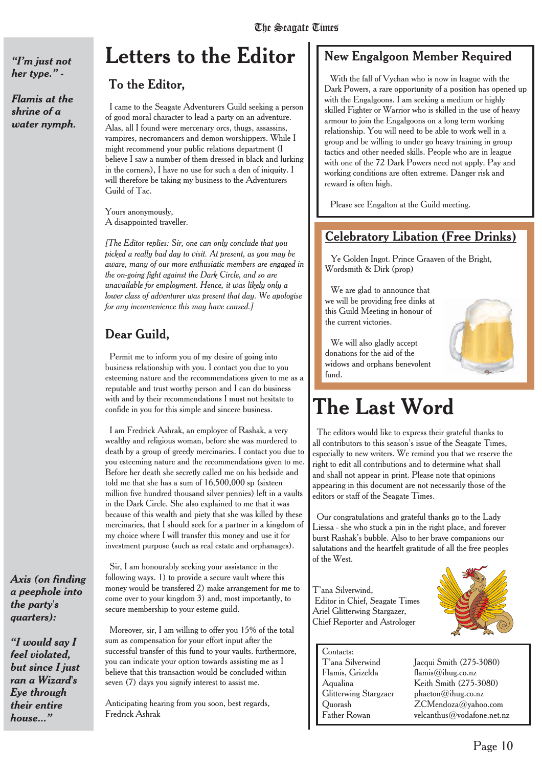*"I'm just not her type." -*

*Flamis at the shrine of a water nymph.*

# Letters to the Editor

## To the Editor,

I came to the Seagate Adventurers Guild seeking a person of good moral character to lead a party on an adventure. Alas, all I found were mercenary orcs, thugs, assassins, vampires, necromancers and demon worshippers. While I might recommend your public relations department (I believe I saw a number of them dressed in black and lurking in the corners), I have no use for such a den of iniquity. I will therefore be taking my business to the Adventurers Guild of Tac.

Yours anonymously,
A disappointed traveller.

*[The Editor replies: Sir, one can only conclude that you picked a really bad day to visit. At present, as you may be aware, many of our more enthusiatic members are engaged in the on-going fight against the Dark Circle, and so are unavailable for employment. Hence, it was likely only a lower class of adventurer was present that day. We apologise for any inconvenience this may have caused.]*

## Dear Guild,

Permit me to inform you of my desire of going into business relationship with you. I contact you due to you esteeming nature and the recommendations given to me as a reputable and trust worthy person and I can do business with and by their recommendations I must not hesitate to confide in you for this simple and sincere business.

I am Fredrick Ashrak, an employee of Rashak, a very wealthy and religious woman, before she was murdered to death by a group of greedy mercinaries. I contact you due to you esteeming nature and the recommendations given to me. Before her death she secretly called me on his bedside and told me that she has a sum of 16,500,000 sp (sixteen million five hundred thousand silver pennies) left in a vaults in the Dark Circle. She also explained to me that it was because of this wealth and piety that she was killed by these mercinaries, that I should seek for a partner in a kingdom of my choice where I will transfer this money and use it for investment purpose (such as real estate and orphanages).

Sir, I am honourably seeking your assistance in the following ways. 1) to provide a secure vault where this money would be transfered 2) make arrangement for me to come over to your kingdom 3) and, most importantly, to secure membership to your esteme guild.

Moreover, sir, I am willing to offer you 15% of the total sum as compensation for your effort input after the successful transfer of this fund to your vaults. furthermore, you can indicate your option towards assisting me as I believe that this transaction would be concluded within seven (7) days you signify interest to assist me.

Anticipating hearing from you soon, best regards,
Fredrick Ashrak

*Axis (on finding a peephole into the party's quarters):*

*"I would say I feel violated, but since I just ran a Wizard's Eye through their entire house..."*

## New Engalgoon Member Required

With the fall of Vychan who is now in league with the Dark Powers, a rare opportunity of a position has opened up with the Engalgoons. I am seeking a medium or highly skilled Fighter or Warrior who is skilled in the use of heavy armour to join the Engalgoons on a long term working relationship. You will need to be able to work well in a group and be willing to under go heavy training in group tactics and other needed skills. People who are in league with one of the 72 Dark Powers need not apply. Pay and working conditions are often extreme. Danger risk and reward is often high.

Please see Engalton at the Guild meeting.

## Celebratory Libation (Free Drinks)

Ye Golden Ingot. Prince Graaven of the Bright, Wordsmith & Dirk (prop)

We are glad to announce that we will be providing free dinks at this Guild Meeting in honour of the current victories.

We will also gladly accept donations for the aid of the widows and orphans benevolent fund.

# The Last Word

The editors would like to express their grateful thanks to all contributors to this season's issue of the Seagate Times, especially to new writers. We remind you that we reserve the right to edit all contributions and to determine what shall and shall not appear in print. Please note that opinions appearing in this document are not necessarily those of the editors or staff of the Seagate Times.

Our congratulations and grateful thanks go to the Lady Liessa - she who stuck a pin in the right place, and forever burst Rashak's bubble. Also to her brave companions our salutations and the heartfelt gratitude of all the free peoples of the West.

T'ana Silverwind,
Editor in Chief, Seagate Times
Ariel Glitterwing Stargazer,
Chief Reporter and Astrologer

Contacts:

| | |
|---|---|
| T'ana Silverwind | Jacqui Smith (275-3080) |
| Flamis, Grizelda | flamis@ihug.co.nz |
| Aqualina | Keith Smith (275-3080) |
| Glitterwing Stargzaer | phaeton@ihug.co.nz |
| Quorash | ZCMendoza@yahoo.com |
| Father Rowan | velcanthus@vodafone.net.nz |